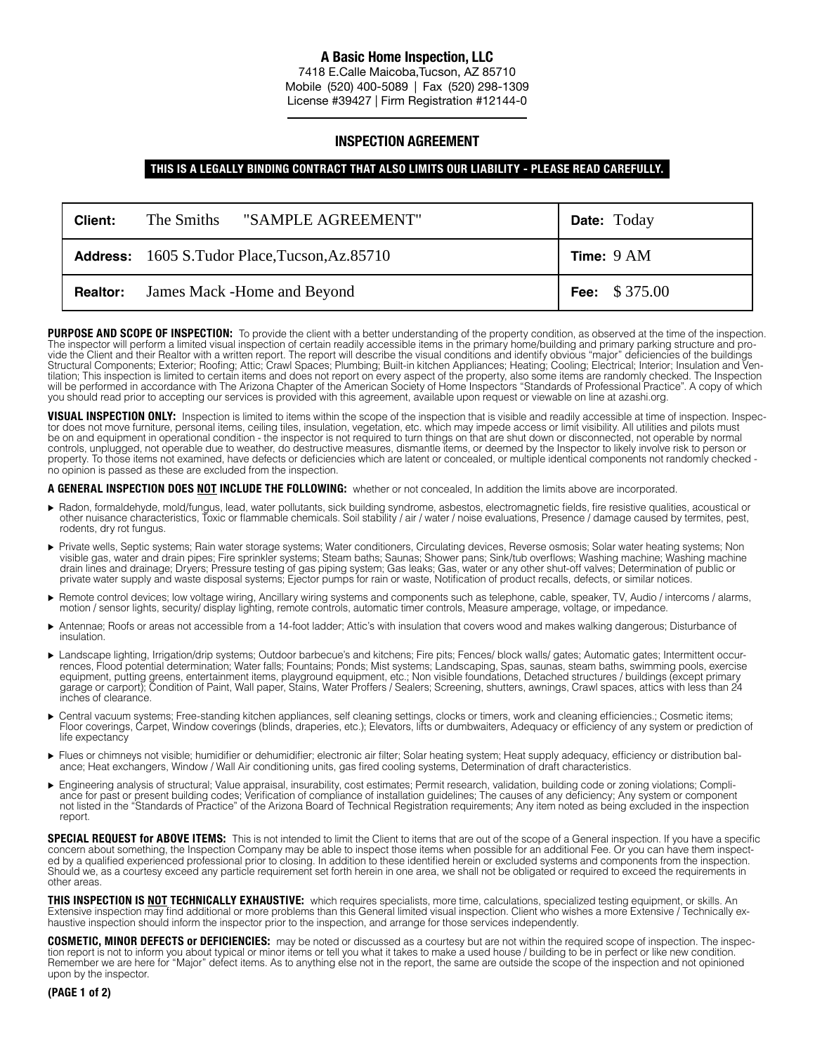# A Basic Home Inspection, LLC

7418 E.Calle Maicoba,Tucson, AZ 85710
Mobile (520) 400-5089 | Fax (520) 298-1309
License #39427 | Firm Registration #12144-0

## INSPECTION AGREEMENT

**THIS IS A LEGALLY BINDING CONTRACT THAT ALSO LIMITS OUR LIABILITY - PLEASE READ CAREFULLY.**

| | |
|---|---|
| **Client:** The Smiths "SAMPLE AGREEMENT" | **Date:** Today |
| **Address:** 1605 S.Tudor Place,Tucson,Az.85710 | **Time:** 9 AM |
| **Realtor:** James Mack -Home and Beyond | **Fee:** $ 375.00 |

**PURPOSE AND SCOPE OF INSPECTION:** To provide the client with a better understanding of the property condition, as observed at the time of the inspection. The inspector will perform a limited visual inspection of certain readily accessible items in the primary home/building and primary parking structure and provide the Client and their Realtor with a written report. The report will describe the visual conditions and identify obvious "major" deficiencies of the buildings Structural Components; Exterior; Roofing; Attic; Crawl Spaces; Plumbing; Built-in kitchen Appliances; Heating; Cooling; Electrical; Interior; Insulation and Ventilation; This inspection is limited to certain items and does not report on every aspect of the property, also some items are randomly checked. The Inspection will be performed in accordance with The Arizona Chapter of the American Society of Home Inspectors "Standards of Professional Practice". A copy of which you should read prior to accepting our services is provided with this agreement, available upon request or viewable on line at azashi.org.

**VISUAL INSPECTION ONLY:** Inspection is limited to items within the scope of the inspection that is visible and readily accessible at time of inspection. Inspector does not move furniture, personal items, ceiling tiles, insulation, vegetation, etc. which may impede access or limit visibility. All utilities and pilots must be on and equipment in operational condition - the inspector is not required to turn things on that are shut down or disconnected, not operable by normal controls, unplugged, not operable due to weather, do destructive measures, dismantle items, or deemed by the Inspector to likely involve risk to person or property. To those items not examined, have defects or deficiencies which are latent or concealed, or multiple identical components not randomly checked - no opinion is passed as these are excluded from the inspection.

**A GENERAL INSPECTION DOES <u>NOT</u> INCLUDE THE FOLLOWING:** whether or not concealed, In addition the limits above are incorporated.

- Radon, formaldehyde, mold/fungus, lead, water pollutants, sick building syndrome, asbestos, electromagnetic fields, fire resistive qualities, acoustical or other nuisance characteristics, Toxic or flammable chemicals. Soil stability / air / water / noise evaluations, Presence / damage caused by termites, pest, rodents, dry rot fungus.
- Private wells, Septic systems; Rain water storage systems; Water conditioners, Circulating devices, Reverse osmosis; Solar water heating systems; Non visible gas, water and drain pipes; Fire sprinkler systems; Steam baths; Saunas; Shower pans; Sink/tub overflows; Washing machine; Washing machine drain lines and drainage; Dryers; Pressure testing of gas piping system; Gas leaks; Gas, water or any other shut-off valves; Determination of public or private water supply and waste disposal systems; Ejector pumps for rain or waste, Notification of product recalls, defects, or similar notices.
- Remote control devices; low voltage wiring, Ancillary wiring systems and components such as telephone, cable, speaker, TV, Audio / intercoms / alarms, motion / sensor lights, security/ display lighting, remote controls, automatic timer controls, Measure amperage, voltage, or impedance.
- Antennae; Roofs or areas not accessible from a 14-foot ladder; Attic's with insulation that covers wood and makes walking dangerous; Disturbance of insulation.
- Landscape lighting, Irrigation/drip systems; Outdoor barbecue's and kitchens; Fire pits; Fences/ block walls/ gates; Automatic gates; Intermittent occurrences, Flood potential determination; Water falls; Fountains; Ponds; Mist systems; Landscaping, Spas, saunas, steam baths, swimming pools, exercise equipment, putting greens, entertainment items, playground equipment, etc.; Non visible foundations, Detached structures / buildings (except primary garage or carport); Condition of Paint, Wall paper, Stains, Water Proffers / Sealers; Screening, shutters, awnings, Crawl spaces, attics with less than 24 inches of clearance.
- Central vacuum systems; Free-standing kitchen appliances, self cleaning settings, clocks or timers, work and cleaning efficiencies.; Cosmetic items; Floor coverings, Carpet, Window coverings (blinds, draperies, etc.); Elevators, lifts or dumbwaiters, Adequacy or efficiency of any system or prediction of life expectancy
- Flues or chimneys not visible; humidifier or dehumidifier; electronic air filter; Solar heating system; Heat supply adequacy, efficiency or distribution balance; Heat exchangers, Window / Wall Air conditioning units, gas fired cooling systems, Determination of draft characteristics.
- Engineering analysis of structural; Value appraisal, insurability, cost estimates; Permit research, validation, building code or zoning violations; Compliance for past or present building codes; Verification of compliance of installation guidelines; The causes of any deficiency; Any system or component not listed in the "Standards of Practice" of the Arizona Board of Technical Registration requirements; Any item noted as being excluded in the inspection report.

**SPECIAL REQUEST for ABOVE ITEMS:** This is not intended to limit the Client to items that are out of the scope of a General inspection. If you have a specific concern about something, the Inspection Company may be able to inspect those items when possible for an additional Fee. Or you can have them inspected by a qualified experienced professional prior to closing. In addition to these identified herein or excluded systems and components from the inspection. Should we, as a courtesy exceed any particle requirement set forth herein in one area, we shall not be obligated or required to exceed the requirements in other areas.

**THIS INSPECTION IS <u>NOT</u> TECHNICALLY EXHAUSTIVE:** which requires specialists, more time, calculations, specialized testing equipment, or skills. An Extensive inspection may find additional or more problems than this General limited visual inspection. Client who wishes a more Extensive / Technically exhaustive inspection should inform the inspector prior to the inspection, and arrange for those services independently.

**COSMETIC, MINOR DEFECTS or DEFICIENCIES:** may be noted or discussed as a courtesy but are not within the required scope of inspection. The inspection report is not to inform you about typical or minor items or tell you what it takes to make a used house / building to be in perfect or like new condition. Remember we are here for "Major" defect items. As to anything else not in the report, the same are outside the scope of the inspection and not opinioned upon by the inspector.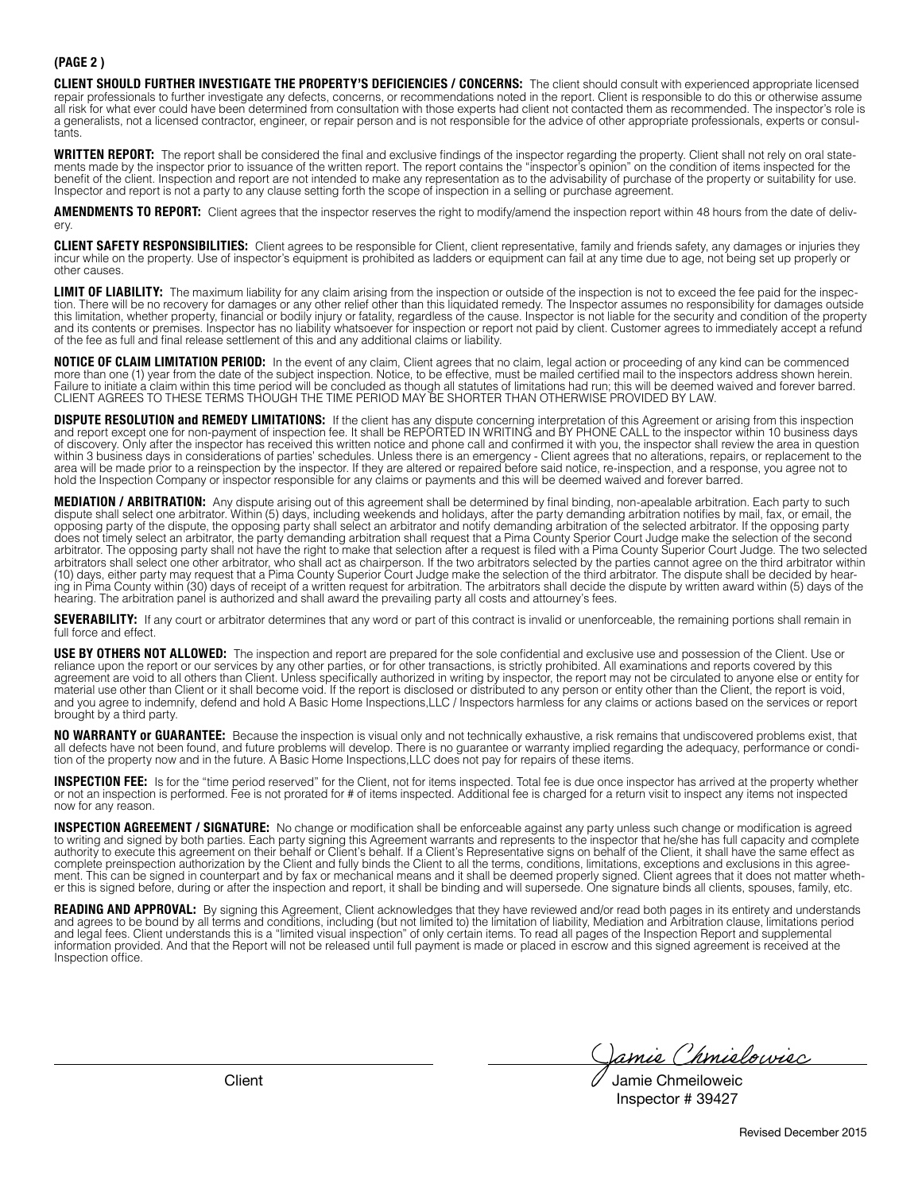**(PAGE 2 )**

**CLIENT SHOULD FURTHER INVESTIGATE THE PROPERTY'S DEFICIENCIES / CONCERNS:** The client should consult with experienced appropriate licensed repair professionals to further investigate any defects, concerns, or recommendations noted in the report. Client is responsible to do this or otherwise assume all risk for what ever could have been determined from consultation with those experts had client not contacted them as recommended. The inspector's role is a generalists, not a licensed contractor, engineer, or repair person and is not responsible for the advice of other appropriate professionals, experts or consultants.

**WRITTEN REPORT:** The report shall be considered the final and exclusive findings of the inspector regarding the property. Client shall not rely on oral statements made by the inspector prior to issuance of the written report. The report contains the "inspector's opinion" on the condition of items inspected for the benefit of the client. Inspection and report are not intended to make any representation as to the advisability of purchase of the property or suitability for use. Inspector and report is not a party to any clause setting forth the scope of inspection in a selling or purchase agreement.

**AMENDMENTS TO REPORT:** Client agrees that the inspector reserves the right to modify/amend the inspection report within 48 hours from the date of delivery.

**CLIENT SAFETY RESPONSIBILITIES:** Client agrees to be responsible for Client, client representative, family and friends safety, any damages or injuries they incur while on the property. Use of inspector's equipment is prohibited as ladders or equipment can fail at any time due to age, not being set up properly or other causes.

**LIMIT OF LIABILITY:** The maximum liability for any claim arising from the inspection or outside of the inspection is not to exceed the fee paid for the inspection. There will be no recovery for damages or any other relief other than this liquidated remedy. The Inspector assumes no responsibility for damages outside this limitation, whether property, financial or bodily injury or fatality, regardless of the cause. Inspector is not liable for the security and condition of the property and its contents or premises. Inspector has no liability whatsoever for inspection or report not paid by client. Customer agrees to immediately accept a refund of the fee as full and final release settlement of this and any additional claims or liability.

**NOTICE OF CLAIM LIMITATION PERIOD:** In the event of any claim, Client agrees that no claim, legal action or proceeding of any kind can be commenced more than one (1) year from the date of the subject inspection. Notice, to be effective, must be mailed certified mail to the inspectors address shown herein. Failure to initiate a claim within this time period will be concluded as though all statutes of limitations had run; this will be deemed waived and forever barred. CLIENT AGREES TO THESE TERMS THOUGH THE TIME PERIOD MAY BE SHORTER THAN OTHERWISE PROVIDED BY LAW.

**DISPUTE RESOLUTION and REMEDY LIMITATIONS:** If the client has any dispute concerning interpretation of this Agreement or arising from this inspection and report except one for non-payment of inspection fee. It shall be REPORTED IN WRITING and BY PHONE CALL to the inspector within 10 business days of discovery. Only after the inspector has received this written notice and phone call and confirmed it with you, the inspector shall review the area in question within 3 business days in considerations of parties' schedules. Unless there is an emergency - Client agrees that no alterations, repairs, or replacement to the area will be made prior to a reinspection by the inspector. If they are altered or repaired before said notice, re-inspection, and a response, you agree not to hold the Inspection Company or inspector responsible for any claims or payments and this will be deemed waived and forever barred.

**MEDIATION / ARBITRATION:** Any dispute arising out of this agreement shall be determined by final binding, non-apealable arbitration. Each party to such dispute shall select one arbitrator. Within (5) days, including weekends and holidays, after the party demanding arbitration notifies by mail, fax, or email, the opposing party of the dispute, the opposing party shall select an arbitrator and notify demanding arbitration of the selected arbitrator. If the opposing party does not timely select an arbitrator, the party demanding arbitration shall request that a Pima County Sperior Court Judge make the selection of the second arbitrator. The opposing party shall not have the right to make that selection after a request is filed with a Pima County Superior Court Judge. The two selected arbitrators shall select one other arbitrator, who shall act as chairperson. If the two arbitrators selected by the parties cannot agree on the third arbitrator within (10) days, either party may request that a Pima County Superior Court Judge make the selection of the third arbitrator. The dispute shall be decided by hearing in Pima County within (30) days of receipt of a written request for arbitration. The arbitrators shall decide the dispute by written award within (5) days of the hearing. The arbitration panel is authorized and shall award the prevailing party all costs and attourney's fees.

**SEVERABILITY:** If any court or arbitrator determines that any word or part of this contract is invalid or unenforceable, the remaining portions shall remain in full force and effect.

**USE BY OTHERS NOT ALLOWED:** The inspection and report are prepared for the sole confidential and exclusive use and possession of the Client. Use or reliance upon the report or our services by any other parties, or for other transactions, is strictly prohibited. All examinations and reports covered by this agreement are void to all others than Client. Unless specifically authorized in writing by inspector, the report may not be circulated to anyone else or entity for material use other than Client or it shall become void. If the report is disclosed or distributed to any person or entity other than the Client, the report is void, and you agree to indemnify, defend and hold A Basic Home Inspections,LLC / Inspectors harmless for any claims or actions based on the services or report brought by a third party.

**NO WARRANTY or GUARANTEE:** Because the inspection is visual only and not technically exhaustive, a risk remains that undiscovered problems exist, that all defects have not been found, and future problems will develop. There is no guarantee or warranty implied regarding the adequacy, performance or condition of the property now and in the future. A Basic Home Inspections,LLC does not pay for repairs of these items.

**INSPECTION FEE:** Is for the "time period reserved" for the Client, not for items inspected. Total fee is due once inspector has arrived at the property whether or not an inspection is performed. Fee is not prorated for # of items inspected. Additional fee is charged for a return visit to inspect any items not inspected now for any reason.

**INSPECTION AGREEMENT / SIGNATURE:** No change or modification shall be enforceable against any party unless such change or modification is agreed to writing and signed by both parties. Each party signing this Agreement warrants and represents to the inspector that he/she has full capacity and complete authority to execute this agreement on their behalf or Client's behalf. If a Client's Representative signs on behalf of the Client, it shall have the same effect as complete preinspection authorization by the Client and fully binds the Client to all the terms, conditions, limitations, exceptions and exclusions in this agreement. This can be signed in counterpart and by fax or mechanical means and it shall be deemed properly signed. Client agrees that it does not matter whether this is signed before, during or after the inspection and report, it shall be binding and will supersede. One signature binds all clients, spouses, family, etc.

**READING AND APPROVAL:** By signing this Agreement, Client acknowledges that they have reviewed and/or read both pages in its entirety and understands and agrees to be bound by all terms and conditions, including (but not limited to) the limitation of liability, Mediation and Arbitration clause, limitations period and legal fees. Client understands this is a "limited visual inspection" of only certain items. To read all pages of the Inspection Report and supplemental information provided. And that the Report will not be released until full payment is made or placed in escrow and this signed agreement is received at the Inspection office.

| | |
|---|---|
| ______________________________ | *Jamie Chmielowiec* |
| Client | Jamie Chmeiloweic |
| | Inspector # 39427 |

Revised December 2015